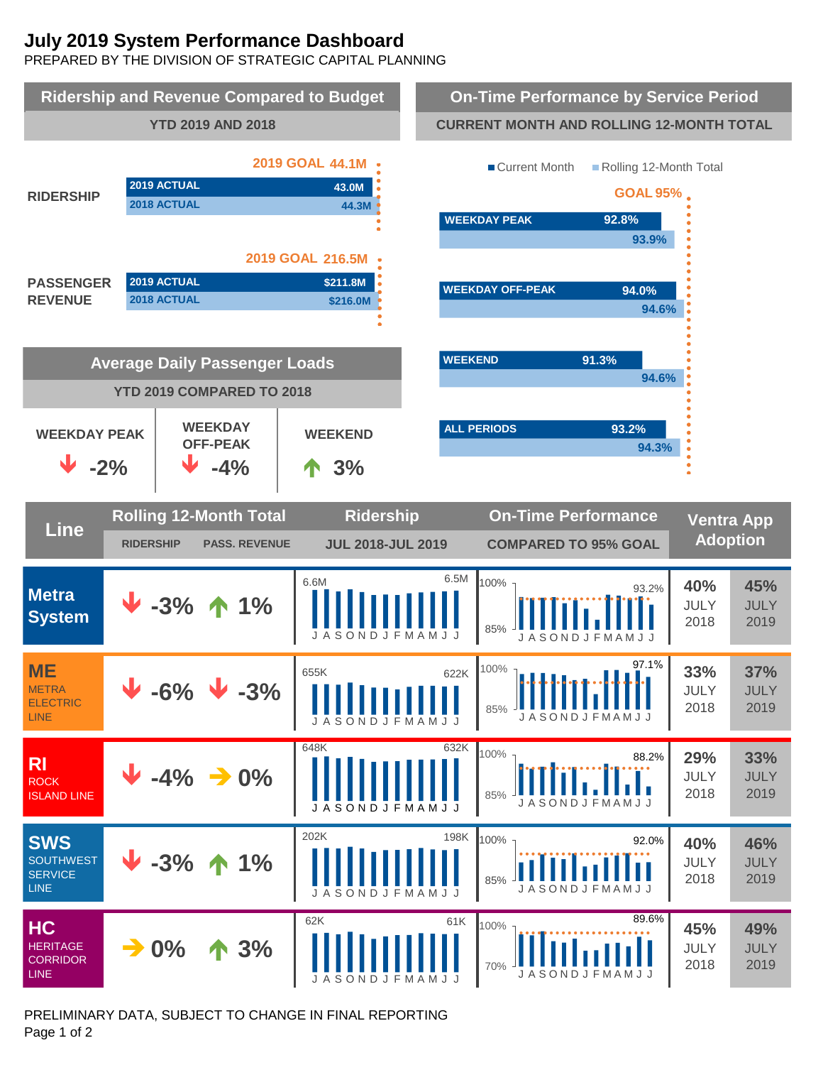# July 2019 System Performance Dashboard

PREPARED BY THE DIVISION OF STRATEGIC CAPITAL PLANNING

## Ridership and Revenue Compared to Budget

YTD 2019 AND 2018

| | 2019 GOAL | 2019 ACTUAL | 2018 ACTUAL |
|---|---|---|---|
| RIDERSHIP | 44.1M | 43.0M | 44.3M |
| PASSENGER REVENUE | 216.5M | $211.8M | $216.0M |

## On-Time Performance by Service Period

CURRENT MONTH AND ROLLING 12-MONTH TOTAL

GOAL 95%

| Service Period | Current Month | Rolling 12-Month Total |
|---|---|---|
| WEEKDAY PEAK | 92.8% | 93.9% |
| WEEKDAY OFF-PEAK | 94.0% | 94.6% |
| WEEKEND | 91.3% | 94.6% |
| ALL PERIODS | 93.2% | 94.3% |

## Average Daily Passenger Loads

YTD 2019 COMPARED TO 2018

| WEEKDAY PEAK | WEEKDAY OFF-PEAK | WEEKEND |
|---|---|---|
| ↓ -2% | ↓ -4% | ↑ 3% |

## Line Performance

| Line | Rolling 12-Month Total: Ridership | Rolling 12-Month Total: Pass. Revenue | Ridership JUL 2018-JUL 2019 | On-Time Performance Compared to 95% Goal | Ventra App Adoption July 2018 | Ventra App Adoption July 2019 |
|---|---|---|---|---|---|---|
| Metra System | ↓ -3% | ↑ 1% | 6.6M – 6.5M | 93.2% | 40% | 45% |
| ME Metra Electric Line | ↓ -6% | ↓ -3% | 655K – 622K | 97.1% | 33% | 37% |
| RI Rock Island Line | ↓ -4% | → 0% | 648K – 632K | 88.2% | 29% | 33% |
| SWS Southwest Service Line | ↓ -3% | ↑ 1% | 202K – 198K | 92.0% | 40% | 46% |
| HC Heritage Corridor Line | → 0% | ↑ 3% | 62K – 61K | 89.6% | 45% | 49% |

PRELIMINARY DATA, SUBJECT TO CHANGE IN FINAL REPORTING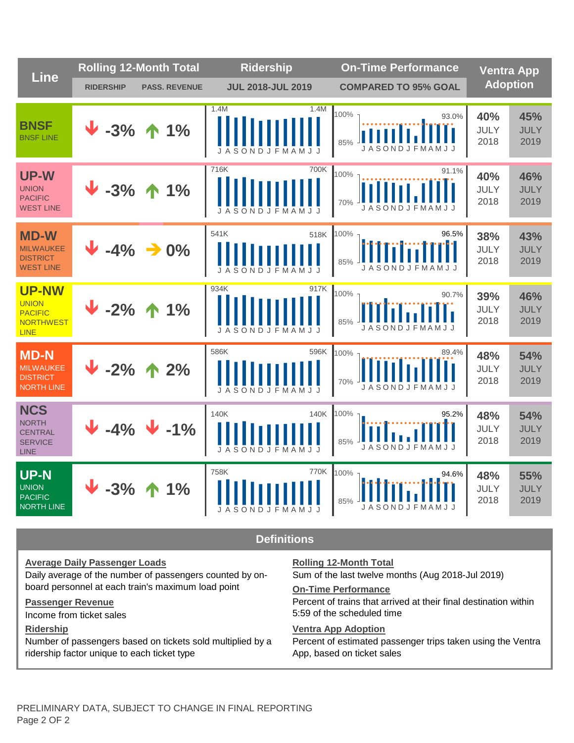| Line | Rolling 12-Month Total | | Ridership | On-Time Performance | Ventra App Adoption | |
|---|---|---|---|---|---|---|
| | RIDERSHIP | PASS. REVENUE | JUL 2018-JUL 2019 | COMPARED TO 95% GOAL | | |
| **BNSF** BNSF LINE | -3% | 1% | 1.4M … 1.4M | 93.0% | 40% JULY 2018 | 45% JULY 2019 |
| **UP-W** UNION PACIFIC WEST LINE | -3% | 1% | 716K … 700K | 91.1% | 40% JULY 2018 | 46% JULY 2019 |
| **MD-W** MILWAUKEE DISTRICT WEST LINE | -4% | 0% | 541K … 518K | 96.5% | 38% JULY 2018 | 43% JULY 2019 |
| **UP-NW** UNION PACIFIC NORTHWEST LINE | -2% | 1% | 934K … 917K | 90.7% | 39% JULY 2018 | 46% JULY 2019 |
| **MD-N** MILWAUKEE DISTRICT NORTH LINE | -2% | 2% | 586K … 596K | 89.4% | 48% JULY 2018 | 54% JULY 2019 |
| **NCS** NORTH CENTRAL SERVICE LINE | -4% | -1% | 140K … 140K | 95.2% | 48% JULY 2018 | 54% JULY 2019 |
| **UP-N** UNION PACIFIC NORTH LINE | -3% | 1% | 758K … 770K | 94.6% | 48% JULY 2018 | 55% JULY 2019 |

J A S O N D J F M A M J J

100%
85%
70%

## Definitions

**Average Daily Passenger Loads**
Daily average of the number of passengers counted by on-board personnel at each train's maximum load point

**Passenger Revenue**
Income from ticket sales

**Ridership**
Number of passengers based on tickets sold multiplied by a ridership factor unique to each ticket type

**Rolling 12-Month Total**
Sum of the last twelve months (Aug 2018-Jul 2019)

**On-Time Performance**
Percent of trains that arrived at their final destination within 5:59 of the scheduled time

**Ventra App Adoption**
Percent of estimated passenger trips taken using the Ventra App, based on ticket sales

PRELIMINARY DATA, SUBJECT TO CHANGE IN FINAL REPORTING